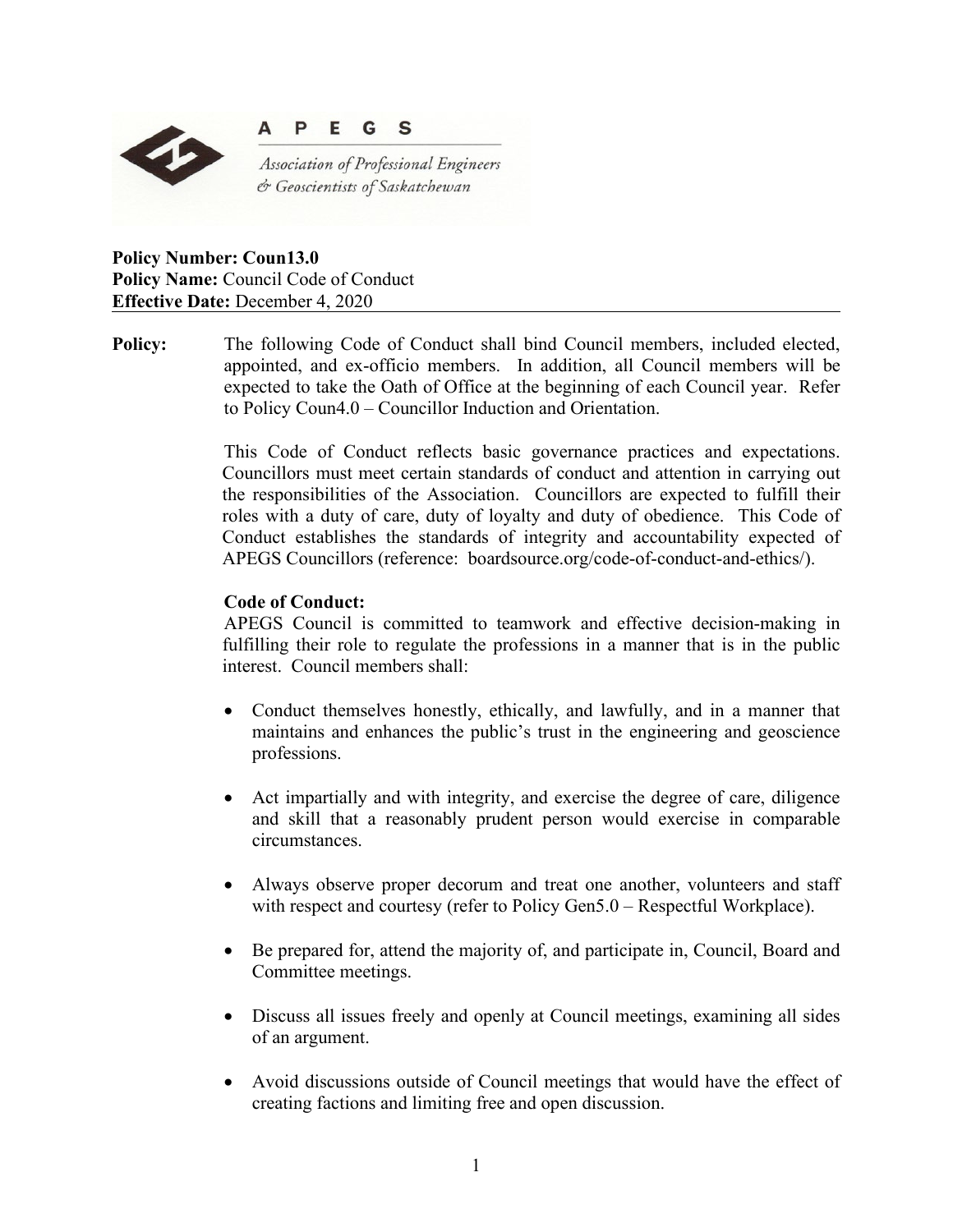**A P E G S**

*Association of Professional Engineers & Geoscientists of Saskatchewan*

**Policy Number: Coun13.0**
**Policy Name:** Council Code of Conduct
**Effective Date:** December 4, 2020

**Policy:** The following Code of Conduct shall bind Council members, included elected, appointed, and ex-officio members. In addition, all Council members will be expected to take the Oath of Office at the beginning of each Council year. Refer to Policy Coun4.0 – Councillor Induction and Orientation.

This Code of Conduct reflects basic governance practices and expectations. Councillors must meet certain standards of conduct and attention in carrying out the responsibilities of the Association. Councillors are expected to fulfill their roles with a duty of care, duty of loyalty and duty of obedience. This Code of Conduct establishes the standards of integrity and accountability expected of APEGS Councillors (reference: boardsource.org/code-of-conduct-and-ethics/).

**Code of Conduct:**
APEGS Council is committed to teamwork and effective decision-making in fulfilling their role to regulate the professions in a manner that is in the public interest. Council members shall:

- Conduct themselves honestly, ethically, and lawfully, and in a manner that maintains and enhances the public's trust in the engineering and geoscience professions.
- Act impartially and with integrity, and exercise the degree of care, diligence and skill that a reasonably prudent person would exercise in comparable circumstances.
- Always observe proper decorum and treat one another, volunteers and staff with respect and courtesy (refer to Policy Gen5.0 – Respectful Workplace).
- Be prepared for, attend the majority of, and participate in, Council, Board and Committee meetings.
- Discuss all issues freely and openly at Council meetings, examining all sides of an argument.
- Avoid discussions outside of Council meetings that would have the effect of creating factions and limiting free and open discussion.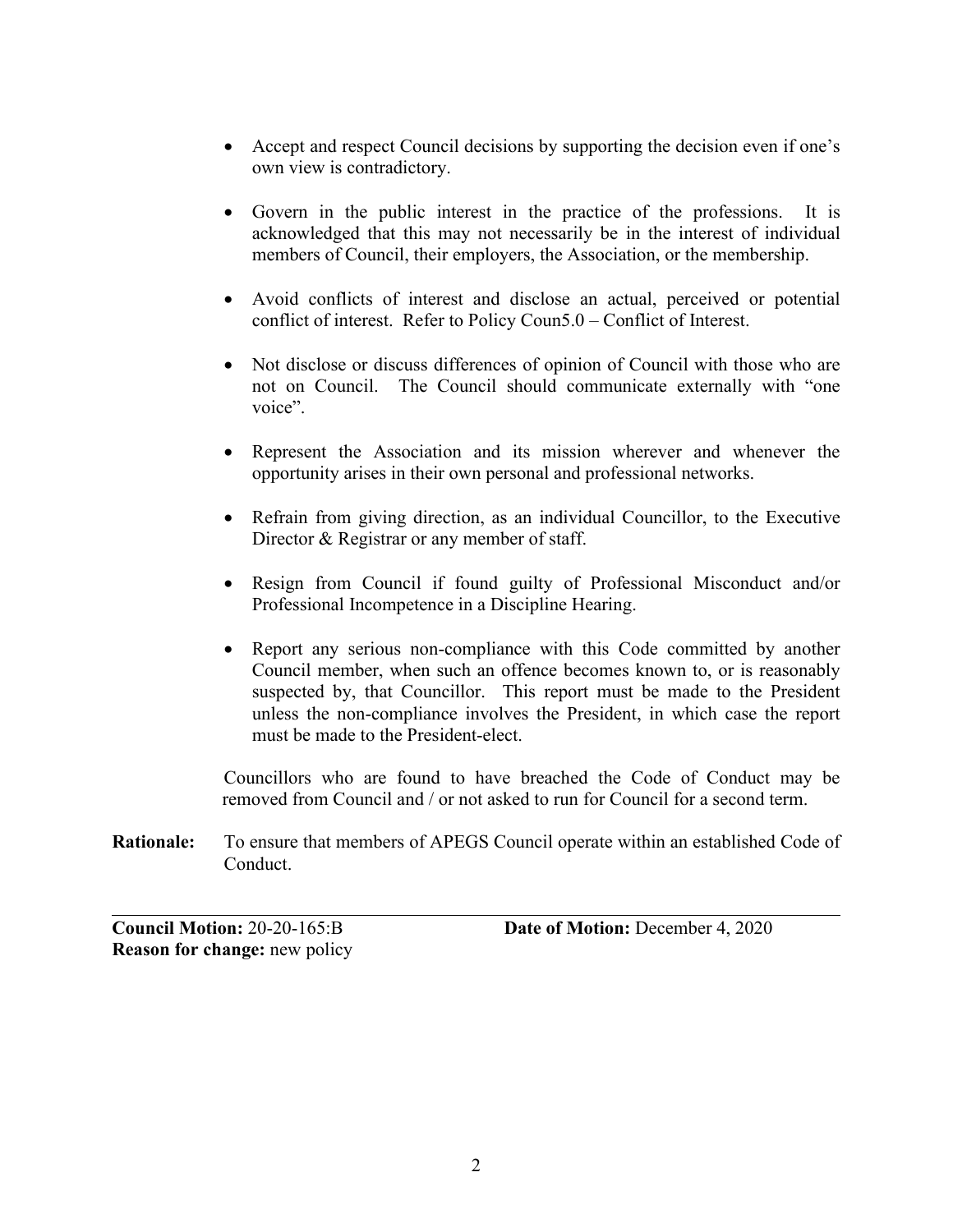- Accept and respect Council decisions by supporting the decision even if one's own view is contradictory.

- Govern in the public interest in the practice of the professions. It is acknowledged that this may not necessarily be in the interest of individual members of Council, their employers, the Association, or the membership.

- Avoid conflicts of interest and disclose an actual, perceived or potential conflict of interest. Refer to Policy Coun5.0 – Conflict of Interest.

- Not disclose or discuss differences of opinion of Council with those who are not on Council. The Council should communicate externally with "one voice".

- Represent the Association and its mission wherever and whenever the opportunity arises in their own personal and professional networks.

- Refrain from giving direction, as an individual Councillor, to the Executive Director & Registrar or any member of staff.

- Resign from Council if found guilty of Professional Misconduct and/or Professional Incompetence in a Discipline Hearing.

- Report any serious non-compliance with this Code committed by another Council member, when such an offence becomes known to, or is reasonably suspected by, that Councillor. This report must be made to the President unless the non-compliance involves the President, in which case the report must be made to the President-elect.

Councillors who are found to have breached the Code of Conduct may be removed from Council and / or not asked to run for Council for a second term.

**Rationale:** To ensure that members of APEGS Council operate within an established Code of Conduct.

---

**Council Motion:** 20-20-165:B **Date of Motion:** December 4, 2020

**Reason for change:** new policy